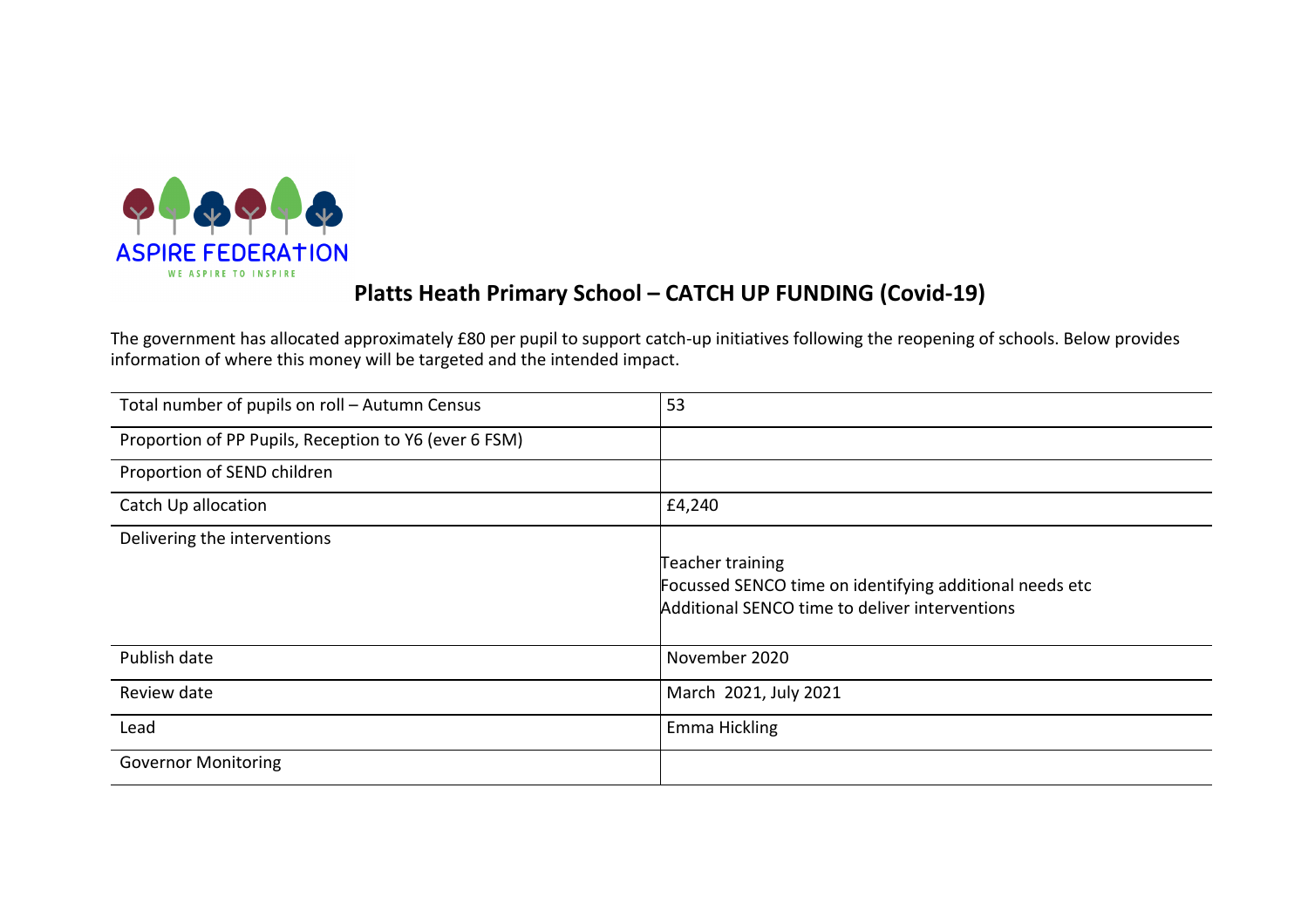ASPIRE FEDERATION

WE ASPIRE TO INSPIRE

# Platts Heath Primary School – CATCH UP FUNDING (Covid-19)

The government has allocated approximately £80 per pupil to support catch-up initiatives following the reopening of schools. Below provides information of where this money will be targeted and the intended impact.

| | |
|---|---|
| Total number of pupils on roll – Autumn Census | 53 |
| Proportion of PP Pupils, Reception to Y6 (ever 6 FSM) | |
| Proportion of SEND children | |
| Catch Up allocation | £4,240 |
| Delivering the interventions | Teacher training<br>Focussed SENCO time on identifying additional needs etc<br>Additional SENCO time to deliver interventions |
| Publish date | November 2020 |
| Review date | March 2021, July 2021 |
| Lead | Emma Hickling |
| Governor Monitoring | |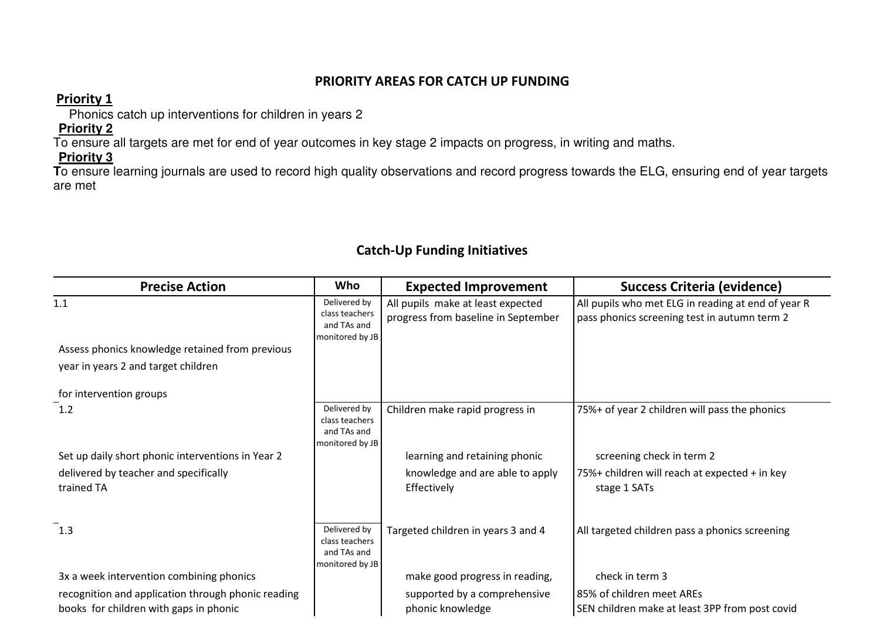## PRIORITY AREAS FOR CATCH UP FUNDING

**Priority 1**

Phonics catch up interventions for children in years 2

**Priority 2**

To ensure all targets are met for end of year outcomes in key stage 2 impacts on progress, in writing and maths.

**Priority 3**

**T**o ensure learning journals are used to record high quality observations and record progress towards the ELG, ensuring end of year targets are met

## Catch-Up Funding Initiatives

| Precise Action | Who | Expected Improvement | Success Criteria (evidence) |
|---|---|---|---|
| 1.1<br><br>Assess phonics knowledge retained from previous year in years 2 and target children<br><br>for intervention groups | Delivered by class teachers and TAs and monitored by JB | All pupils make at least expected progress from baseline in September | All pupils who met ELG in reading at end of year R pass phonics screening test in autumn term 2 |
| 1.2<br><br>Set up daily short phonic interventions in Year 2 delivered by teacher and specifically trained TA | Delivered by class teachers and TAs and monitored by JB | Children make rapid progress in learning and retaining phonic knowledge and are able to apply Effectively | 75%+ of year 2 children will pass the phonics screening check in term 2<br>75%+ children will reach at expected + in key stage 1 SATs |
| 1.3<br><br>3x a week intervention combining phonics recognition and application through phonic reading books for children with gaps in phonic | Delivered by class teachers and TAs and monitored by JB | Targeted children in years 3 and 4 make good progress in reading, supported by a comprehensive phonic knowledge | All targeted children pass a phonics screening check in term 3<br>85% of children meet AREs<br>SEN children make at least 3PP from post covid |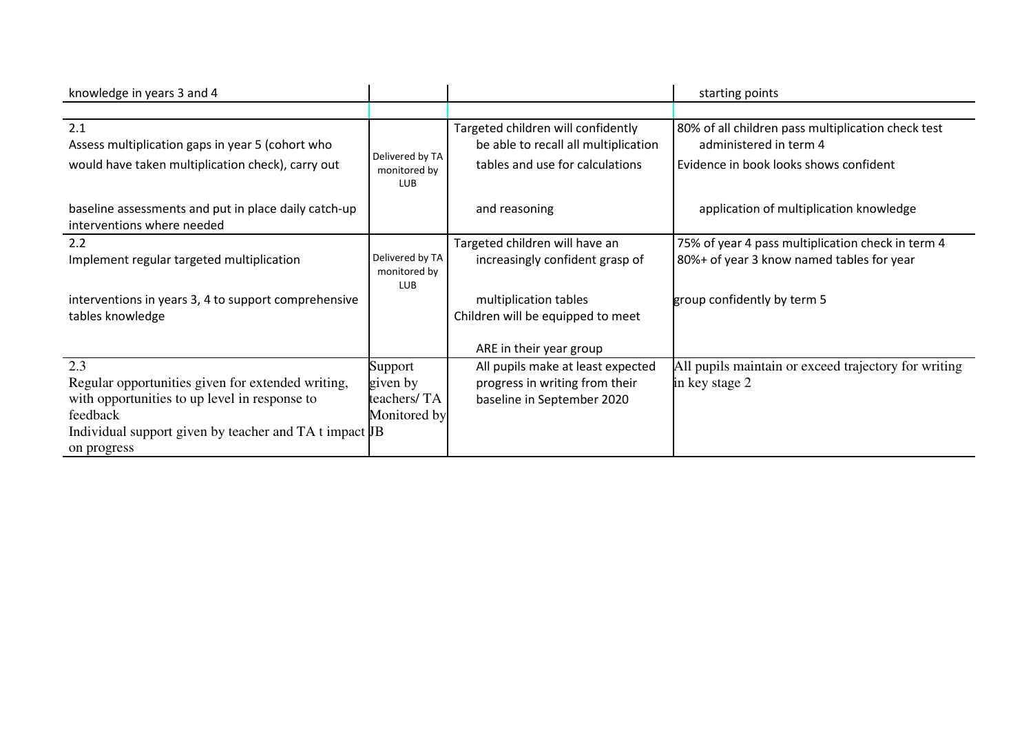| | | | |
|---|---|---|---|
| knowledge in years 3 and 4 | | | starting points |
| | | | |
| 2.1<br>Assess multiplication gaps in year 5 (cohort who would have taken multiplication check), carry out baseline assessments and put in place daily catch-up interventions where needed | Delivered by TA monitored by LUB | Targeted children will confidently be able to recall all multiplication tables and use for calculations and reasoning | 80% of all children pass multiplication check test administered in term 4<br>Evidence in book looks shows confident application of multiplication knowledge |
| 2.2<br>Implement regular targeted multiplication interventions in years 3, 4 to support comprehensive tables knowledge | Delivered by TA monitored by LUB | Targeted children will have an increasingly confident grasp of multiplication tables<br>Children will be equipped to meet ARE in their year group | 75% of year 4 pass multiplication check in term 4<br>80%+ of year 3 know named tables for year group confidently by term 5 |
| 2.3<br>Regular opportunities given for extended writing, with opportunities to up level in response to feedback<br>Individual support given by teacher and TA t impact on progress | Support given by teachers/ TA Monitored by JB | All pupils make at least expected progress in writing from their baseline in September 2020 | All pupils maintain or exceed trajectory for writing in key stage 2 |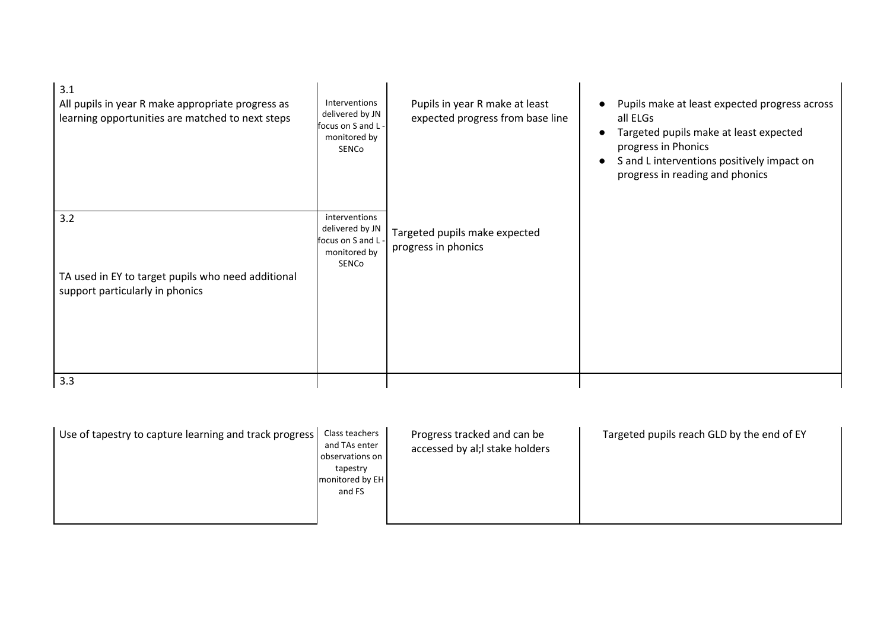| | | | |
|---|---|---|---|
| 3.1<br>All pupils in year R make appropriate progress as learning opportunities are matched to next steps | Interventions delivered by JN focus on S and L - monitored by SENCo | Pupils in year R make at least expected progress from base line | • Pupils make at least expected progress across all ELGs<br>• Targeted pupils make at least expected progress in Phonics<br>• S and L interventions positively impact on progress in reading and phonics |
| 3.2<br><br>TA used in EY to target pupils who need additional support particularly in phonics | interventions delivered by JN focus on S and L - monitored by SENCo | Targeted pupils make expected progress in phonics | |
| 3.3<br>Use of tapestry to capture learning and track progress | Class teachers and TAs enter observations on tapestry monitored by EH and FS | Progress tracked and can be accessed by al;l stake holders | Targeted pupils reach GLD by the end of EY |